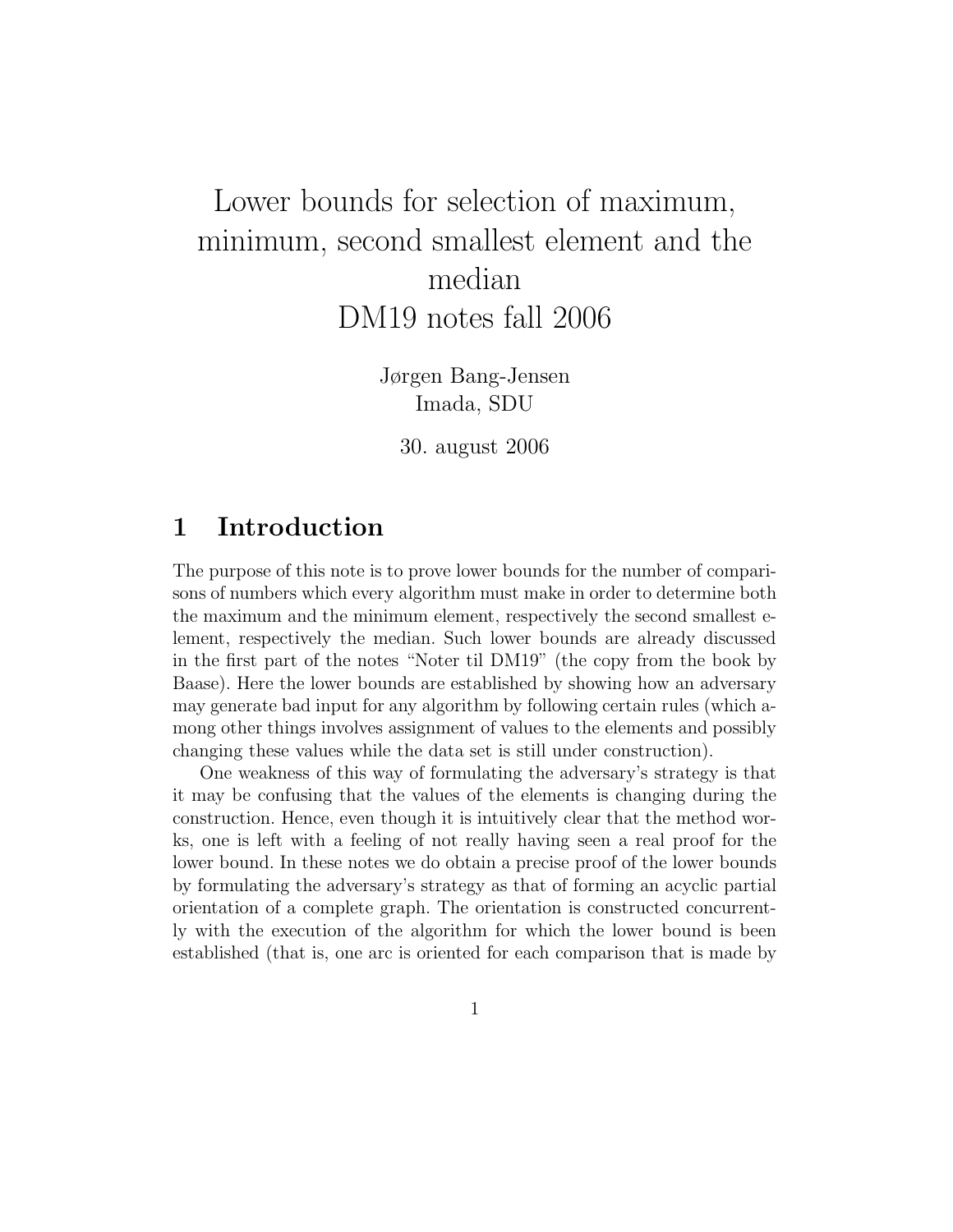# Lower bounds for selection of maximum, minimum, second smallest element and the median
# DM19 notes fall 2006

Jørgen Bang-Jensen
Imada, SDU

30. august 2006

## 1 Introduction

The purpose of this note is to prove lower bounds for the number of comparisons of numbers which every algorithm must make in order to determine both the maximum and the minimum element, respectively the second smallest element, respectively the median. Such lower bounds are already discussed in the first part of the notes "Noter til DM19" (the copy from the book by Baase). Here the lower bounds are established by showing how an adversary may generate bad input for any algorithm by following certain rules (which among other things involves assignment of values to the elements and possibly changing these values while the data set is still under construction).

One weakness of this way of formulating the adversary's strategy is that it may be confusing that the values of the elements is changing during the construction. Hence, even though it is intuitively clear that the method works, one is left with a feeling of not really having seen a real proof for the lower bound. In these notes we do obtain a precise proof of the lower bounds by formulating the adversary's strategy as that of forming an acyclic partial orientation of a complete graph. The orientation is constructed concurrently with the execution of the algorithm for which the lower bound is been established (that is, one arc is oriented for each comparison that is made by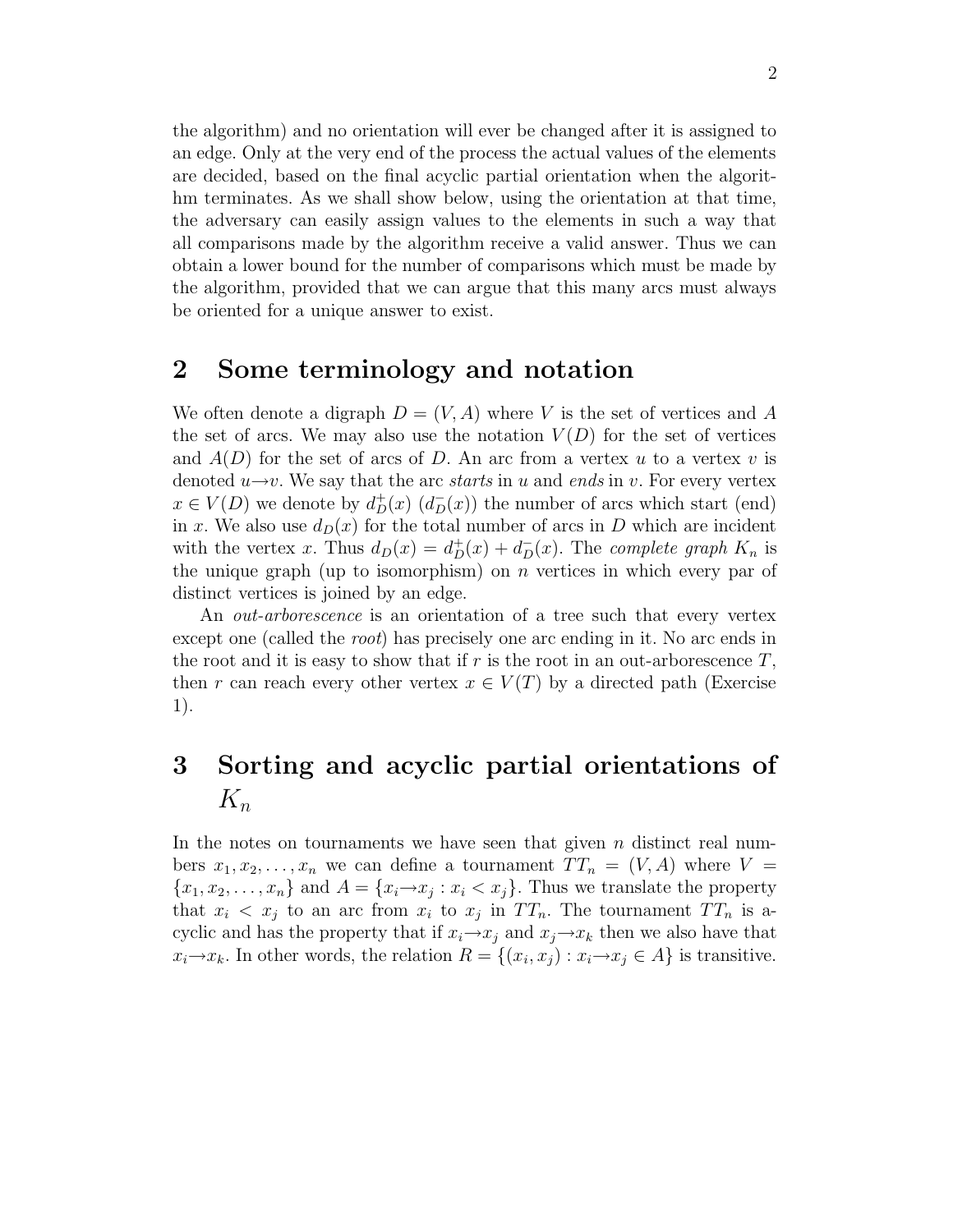the algorithm) and no orientation will ever be changed after it is assigned to an edge. Only at the very end of the process the actual values of the elements are decided, based on the final acyclic partial orientation when the algorithm terminates. As we shall show below, using the orientation at that time, the adversary can easily assign values to the elements in such a way that all comparisons made by the algorithm receive a valid answer. Thus we can obtain a lower bound for the number of comparisons which must be made by the algorithm, provided that we can argue that this many arcs must always be oriented for a unique answer to exist.

## 2 Some terminology and notation

We often denote a digraph $D = (V, A)$ where $V$ is the set of vertices and $A$ the set of arcs. We may also use the notation $V(D)$ for the set of vertices and $A(D)$ for the set of arcs of $D$. An arc from a vertex $u$ to a vertex $v$ is denoted $u{\rightarrow}v$. We say that the arc *starts* in $u$ and *ends* in $v$. For every vertex $x \in V(D)$ we denote by $d^+_D(x)$ ($d^-_D(x)$) the number of arcs which start (end) in $x$. We also use $d_D(x)$ for the total number of arcs in $D$ which are incident with the vertex $x$. Thus $d_D(x) = d^+_D(x) + d^-_D(x)$. The *complete graph* $K_n$ is the unique graph (up to isomorphism) on $n$ vertices in which every par of distinct vertices is joined by an edge.

An *out-arborescence* is an orientation of a tree such that every vertex except one (called the *root*) has precisely one arc ending in it. No arc ends in the root and it is easy to show that if $r$ is the root in an out-arborescence $T$, then $r$ can reach every other vertex $x \in V(T)$ by a directed path (Exercise 1).

## 3 Sorting and acyclic partial orientations of $K_n$

In the notes on tournaments we have seen that given $n$ distinct real numbers $x_1, x_2, \ldots, x_n$ we can define a tournament $TT_n = (V, A)$ where $V = \{x_1, x_2, \ldots, x_n\}$ and $A = \{x_i{\rightarrow}x_j : x_i < x_j\}$. Thus we translate the property that $x_i < x_j$ to an arc from $x_i$ to $x_j$ in $TT_n$. The tournament $TT_n$ is acyclic and has the property that if $x_i{\rightarrow}x_j$ and $x_j{\rightarrow}x_k$ then we also have that $x_i{\rightarrow}x_k$. In other words, the relation $R = \{(x_i, x_j) : x_i{\rightarrow}x_j \in A\}$ is transitive.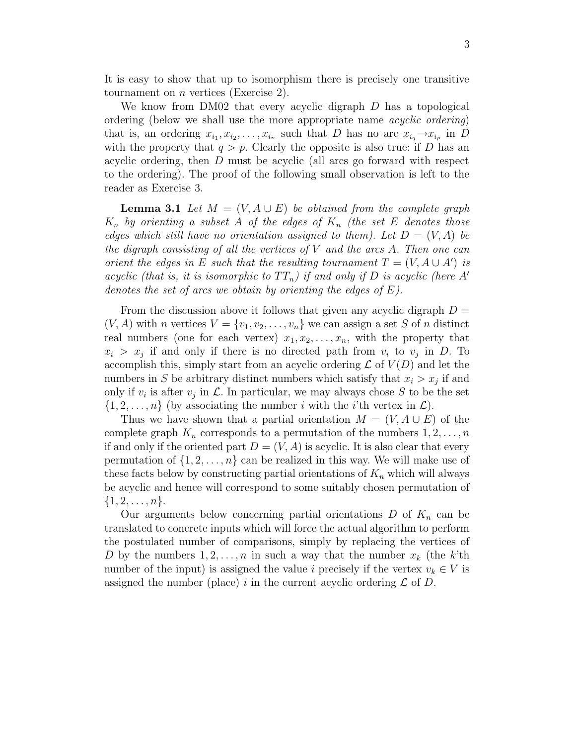It is easy to show that up to isomorphism there is precisely one transitive tournament on $n$ vertices (Exercise 2).

We know from DM02 that every acyclic digraph $D$ has a topological ordering (below we shall use the more appropriate name *acyclic ordering*) that is, an ordering $x_{i_1}, x_{i_2}, \ldots, x_{i_n}$ such that $D$ has no arc $x_{i_q} \rightarrow x_{i_p}$ in $D$ with the property that $q > p$. Clearly the opposite is also true: if $D$ has an acyclic ordering, then $D$ must be acyclic (all arcs go forward with respect to the ordering). The proof of the following small observation is left to the reader as Exercise 3.

**Lemma 3.1** *Let $M = (V, A \cup E)$ be obtained from the complete graph $K_n$ by orienting a subset $A$ of the edges of $K_n$ (the set $E$ denotes those edges which still have no orientation assigned to them). Let $D = (V, A)$ be the digraph consisting of all the vertices of $V$ and the arcs $A$. Then one can orient the edges in $E$ such that the resulting tournament $T = (V, A \cup A')$ is acyclic (that is, it is isomorphic to $TT_n$) if and only if $D$ is acyclic (here $A'$ denotes the set of arcs we obtain by orienting the edges of $E$).*

From the discussion above it follows that given any acyclic digraph $D = (V, A)$ with $n$ vertices $V = \{v_1, v_2, \ldots, v_n\}$ we can assign a set $S$ of $n$ distinct real numbers (one for each vertex) $x_1, x_2, \ldots, x_n$, with the property that $x_i > x_j$ if and only if there is no directed path from $v_i$ to $v_j$ in $D$. To accomplish this, simply start from an acyclic ordering $\mathcal{L}$ of $V(D)$ and let the numbers in $S$ be arbitrary distinct numbers which satisfy that $x_i > x_j$ if and only if $v_i$ is after $v_j$ in $\mathcal{L}$. In particular, we may always chose $S$ to be the set $\{1, 2, \ldots, n\}$ (by associating the number $i$ with the $i$'th vertex in $\mathcal{L}$).

Thus we have shown that a partial orientation $M = (V, A \cup E)$ of the complete graph $K_n$ corresponds to a permutation of the numbers $1, 2, \ldots, n$ if and only if the oriented part $D = (V, A)$ is acyclic. It is also clear that every permutation of $\{1, 2, \ldots, n\}$ can be realized in this way. We will make use of these facts below by constructing partial orientations of $K_n$ which will always be acyclic and hence will correspond to some suitably chosen permutation of $\{1, 2, \ldots, n\}$.

Our arguments below concerning partial orientations $D$ of $K_n$ can be translated to concrete inputs which will force the actual algorithm to perform the postulated number of comparisons, simply by replacing the vertices of $D$ by the numbers $1, 2, \ldots, n$ in such a way that the number $x_k$ (the $k$'th number of the input) is assigned the value $i$ precisely if the vertex $v_k \in V$ is assigned the number (place) $i$ in the current acyclic ordering $\mathcal{L}$ of $D$.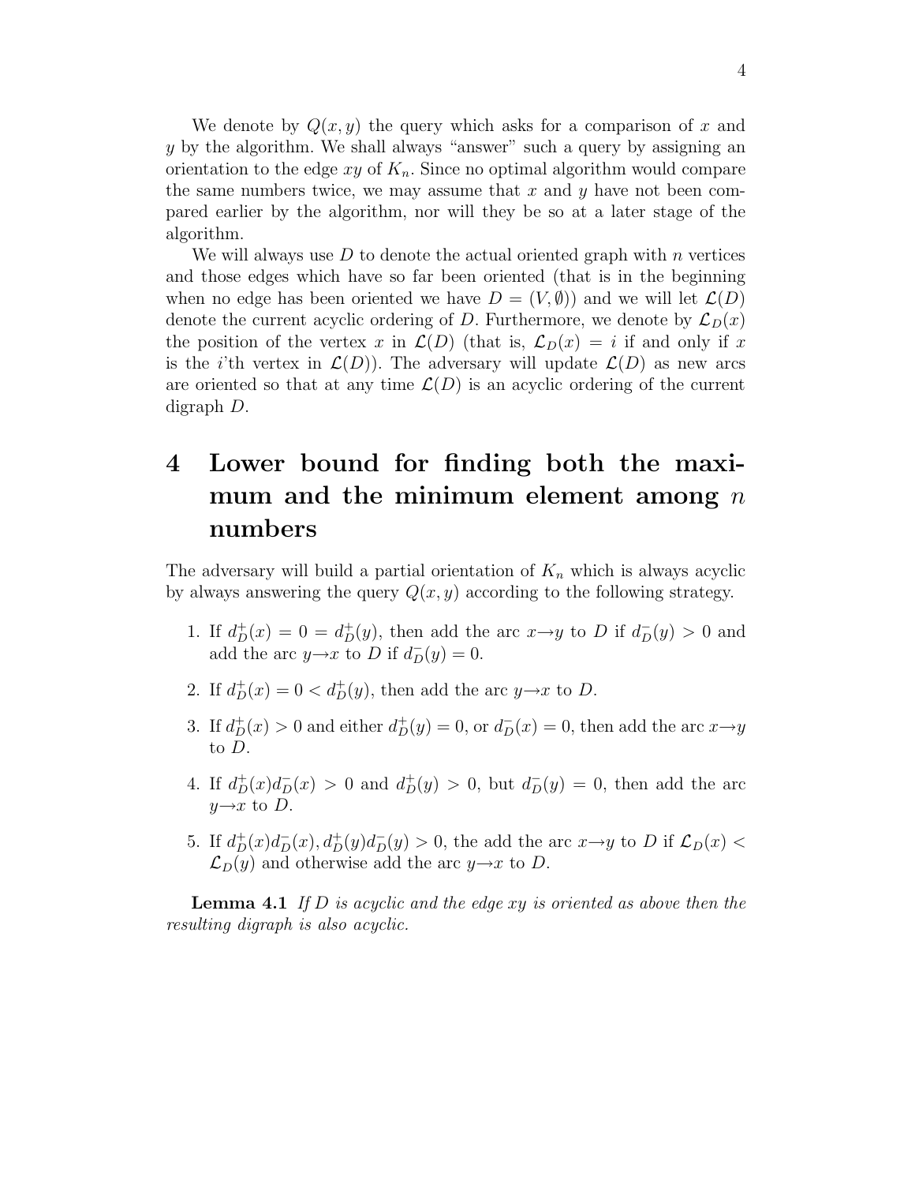We denote by $Q(x,y)$ the query which asks for a comparison of $x$ and $y$ by the algorithm. We shall always "answer" such a query by assigning an orientation to the edge $xy$ of $K_n$. Since no optimal algorithm would compare the same numbers twice, we may assume that $x$ and $y$ have not been compared earlier by the algorithm, nor will they be so at a later stage of the algorithm.

We will always use $D$ to denote the actual oriented graph with $n$ vertices and those edges which have so far been oriented (that is in the beginning when no edge has been oriented we have $D = (V, \emptyset)$) and we will let $\mathcal{L}(D)$ denote the current acyclic ordering of $D$. Furthermore, we denote by $\mathcal{L}_D(x)$ the position of the vertex $x$ in $\mathcal{L}(D)$ (that is, $\mathcal{L}_D(x) = i$ if and only if $x$ is the $i$'th vertex in $\mathcal{L}(D)$). The adversary will update $\mathcal{L}(D)$ as new arcs are oriented so that at any time $\mathcal{L}(D)$ is an acyclic ordering of the current digraph $D$.

# 4 Lower bound for finding both the maximum and the minimum element among $n$ numbers

The adversary will build a partial orientation of $K_n$ which is always acyclic by always answering the query $Q(x,y)$ according to the following strategy.

1. If $d^+_D(x) = 0 = d^+_D(y)$, then add the arc $x \rightarrow y$ to $D$ if $d^-_D(y) > 0$ and add the arc $y \rightarrow x$ to $D$ if $d^-_D(y) = 0$.
2. If $d^+_D(x) = 0 < d^+_D(y)$, then add the arc $y \rightarrow x$ to $D$.
3. If $d^+_D(x) > 0$ and either $d^+_D(y) = 0$, or $d^-_D(x) = 0$, then add the arc $x \rightarrow y$ to $D$.
4. If $d^+_D(x)d^-_D(x) > 0$ and $d^+_D(y) > 0$, but $d^-_D(y) = 0$, then add the arc $y \rightarrow x$ to $D$.
5. If $d^+_D(x)d^-_D(x), d^+_D(y)d^-_D(y) > 0$, the add the arc $x \rightarrow y$ to $D$ if $\mathcal{L}_D(x) < \mathcal{L}_D(y)$ and otherwise add the arc $y \rightarrow x$ to $D$.

**Lemma 4.1** *If $D$ is acyclic and the edge $xy$ is oriented as above then the resulting digraph is also acyclic.*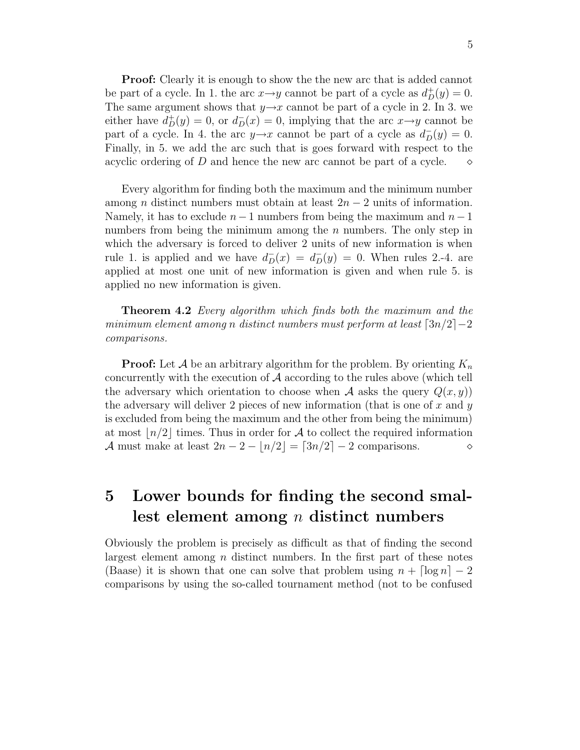**Proof:** Clearly it is enough to show the the new arc that is added cannot be part of a cycle. In 1. the arc $x \to y$ cannot be part of a cycle as $d^+_D(y) = 0$. The same argument shows that $y \to x$ cannot be part of a cycle in 2. In 3. we either have $d^+_D(y) = 0$, or $d^-_D(x) = 0$, implying that the arc $x \to y$ cannot be part of a cycle. In 4. the arc $y \to x$ cannot be part of a cycle as $d^-_D(y) = 0$. Finally, in 5. we add the arc such that is goes forward with respect to the acyclic ordering of $D$ and hence the new arc cannot be part of a cycle. ⋄

Every algorithm for finding both the maximum and the minimum number among $n$ distinct numbers must obtain at least $2n - 2$ units of information. Namely, it has to exclude $n - 1$ numbers from being the maximum and $n - 1$ numbers from being the minimum among the $n$ numbers. The only step in which the adversary is forced to deliver 2 units of new information is when rule 1. is applied and we have $d^-_D(x) = d^-_D(y) = 0$. When rules 2.-4. are applied at most one unit of new information is given and when rule 5. is applied no new information is given.

**Theorem 4.2** *Every algorithm which finds both the maximum and the minimum element among n distinct numbers must perform at least* $\lceil 3n/2 \rceil - 2$ *comparisons.*

**Proof:** Let $\mathcal{A}$ be an arbitrary algorithm for the problem. By orienting $K_n$ concurrently with the execution of $\mathcal{A}$ according to the rules above (which tell the adversary which orientation to choose when $\mathcal{A}$ asks the query $Q(x, y)$) the adversary will deliver 2 pieces of new information (that is one of $x$ and $y$ is excluded from being the maximum and the other from being the minimum) at most $\lfloor n/2 \rfloor$ times. Thus in order for $\mathcal{A}$ to collect the required information $\mathcal{A}$ must make at least $2n - 2 - \lfloor n/2 \rfloor = \lceil 3n/2 \rceil - 2$ comparisons. ⋄

# 5 Lower bounds for finding the second smallest element among $n$ distinct numbers

Obviously the problem is precisely as difficult as that of finding the second largest element among $n$ distinct numbers. In the first part of these notes (Baase) it is shown that one can solve that problem using $n + \lceil \log n \rceil - 2$ comparisons by using the so-called tournament method (not to be confused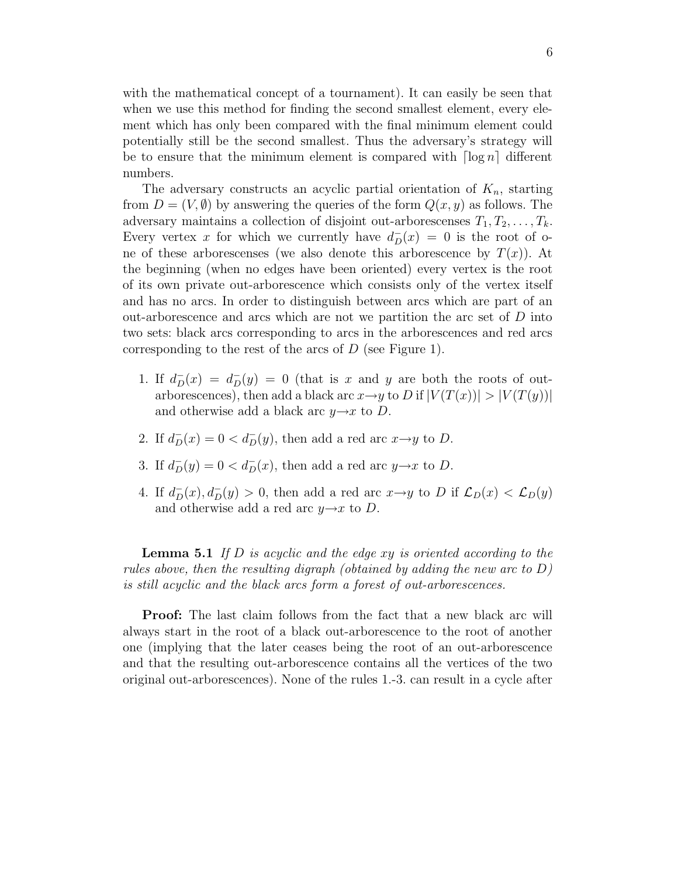with the mathematical concept of a tournament). It can easily be seen that when we use this method for finding the second smallest element, every element which has only been compared with the final minimum element could potentially still be the second smallest. Thus the adversary's strategy will be to ensure that the minimum element is compared with $\lceil \log n \rceil$ different numbers.

The adversary constructs an acyclic partial orientation of $K_n$, starting from $D = (V, \emptyset)$ by answering the queries of the form $Q(x, y)$ as follows. The adversary maintains a collection of disjoint out-arborescenses $T_1, T_2, \ldots, T_k$. Every vertex $x$ for which we currently have $d^-_D(x) = 0$ is the root of one of these arborescenses (we also denote this arborescence by $T(x)$). At the beginning (when no edges have been oriented) every vertex is the root of its own private out-arborescence which consists only of the vertex itself and has no arcs. In order to distinguish between arcs which are part of an out-arborescence and arcs which are not we partition the arc set of $D$ into two sets: black arcs corresponding to arcs in the arborescences and red arcs corresponding to the rest of the arcs of $D$ (see Figure 1).

1. If $d^-_D(x) = d^-_D(y) = 0$ (that is $x$ and $y$ are both the roots of out-arborescences), then add a black arc $x \rightarrow y$ to $D$ if $|V(T(x))| > |V(T(y))|$ and otherwise add a black arc $y \rightarrow x$ to $D$.
2. If $d^-_D(x) = 0 < d^-_D(y)$, then add a red arc $x \rightarrow y$ to $D$.
3. If $d^-_D(y) = 0 < d^-_D(x)$, then add a red arc $y \rightarrow x$ to $D$.
4. If $d^-_D(x), d^-_D(y) > 0$, then add a red arc $x \rightarrow y$ to $D$ if $\mathcal{L}_D(x) < \mathcal{L}_D(y)$ and otherwise add a red arc $y \rightarrow x$ to $D$.

**Lemma 5.1** *If $D$ is acyclic and the edge $xy$ is oriented according to the rules above, then the resulting digraph (obtained by adding the new arc to $D$) is still acyclic and the black arcs form a forest of out-arborescences.*

**Proof:** The last claim follows from the fact that a new black arc will always start in the root of a black out-arborescence to the root of another one (implying that the later ceases being the root of an out-arborescence and that the resulting out-arborescence contains all the vertices of the two original out-arborescences). None of the rules 1.-3. can result in a cycle after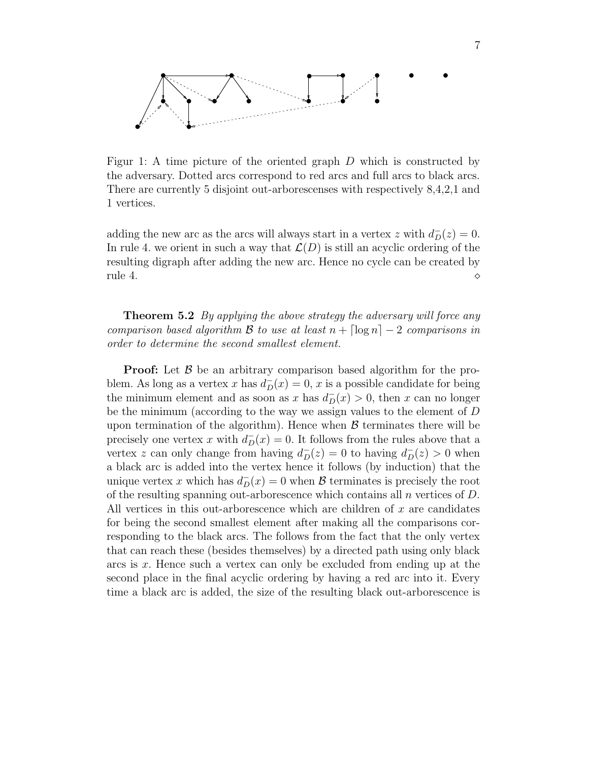Figur 1: A time picture of the oriented graph $D$ which is constructed by the adversary. Dotted arcs correspond to red arcs and full arcs to black arcs. There are currently 5 disjoint out-arborescenses with respectively 8,4,2,1 and 1 vertices.

adding the new arc as the arcs will always start in a vertex $z$ with $d^-_D(z) = 0$. In rule 4. we orient in such a way that $\mathcal{L}(D)$ is still an acyclic ordering of the resulting digraph after adding the new arc. Hence no cycle can be created by rule 4. $\diamond$

**Theorem 5.2** *By applying the above strategy the adversary will force any comparison based algorithm $\mathcal{B}$ to use at least $n + \lceil \log n \rceil - 2$ comparisons in order to determine the second smallest element.*

**Proof:** Let $\mathcal{B}$ be an arbitrary comparison based algorithm for the problem. As long as a vertex $x$ has $d^-_D(x) = 0$, $x$ is a possible candidate for being the minimum element and as soon as $x$ has $d^-_D(x) > 0$, then $x$ can no longer be the minimum (according to the way we assign values to the element of $D$ upon termination of the algorithm). Hence when $\mathcal{B}$ terminates there will be precisely one vertex $x$ with $d^-_D(x) = 0$. It follows from the rules above that a vertex $z$ can only change from having $d^-_D(z) = 0$ to having $d^-_D(z) > 0$ when a black arc is added into the vertex hence it follows (by induction) that the unique vertex $x$ which has $d^-_D(x) = 0$ when $\mathcal{B}$ terminates is precisely the root of the resulting spanning out-arborescence which contains all $n$ vertices of $D$. All vertices in this out-arborescence which are children of $x$ are candidates for being the second smallest element after making all the comparisons corresponding to the black arcs. The follows from the fact that the only vertex that can reach these (besides themselves) by a directed path using only black arcs is $x$. Hence such a vertex can only be excluded from ending up at the second place in the final acyclic ordering by having a red arc into it. Every time a black arc is added, the size of the resulting black out-arborescence is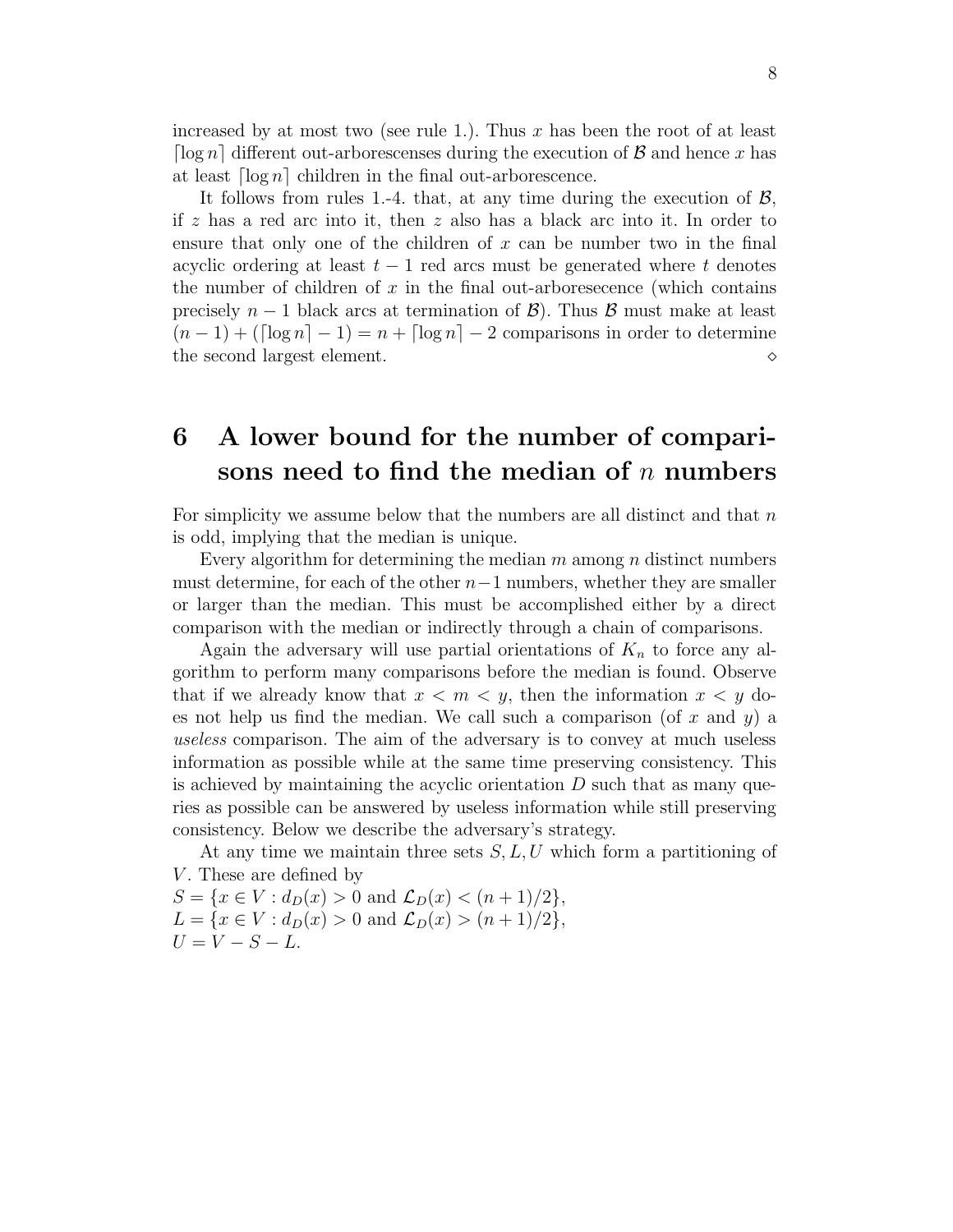increased by at most two (see rule 1.). Thus $x$ has been the root of at least $\lceil \log n \rceil$ different out-arborescenses during the execution of $\mathcal{B}$ and hence $x$ has at least $\lceil \log n \rceil$ children in the final out-arborescence.

It follows from rules 1.-4. that, at any time during the execution of $\mathcal{B}$, if $z$ has a red arc into it, then $z$ also has a black arc into it. In order to ensure that only one of the children of $x$ can be number two in the final acyclic ordering at least $t-1$ red arcs must be generated where $t$ denotes the number of children of $x$ in the final out-arboresecence (which contains precisely $n-1$ black arcs at termination of $\mathcal{B}$). Thus $\mathcal{B}$ must make at least $(n-1)+(\lceil \log n \rceil -1) = n + \lceil \log n \rceil - 2$ comparisons in order to determine the second largest element. $\diamond$

# 6 A lower bound for the number of comparisons need to find the median of $n$ numbers

For simplicity we assume below that the numbers are all distinct and that $n$ is odd, implying that the median is unique.

Every algorithm for determining the median $m$ among $n$ distinct numbers must determine, for each of the other $n-1$ numbers, whether they are smaller or larger than the median. This must be accomplished either by a direct comparison with the median or indirectly through a chain of comparisons.

Again the adversary will use partial orientations of $K_n$ to force any algorithm to perform many comparisons before the median is found. Observe that if we already know that $x < m < y$, then the information $x < y$ does not help us find the median. We call such a comparison (of $x$ and $y$) a *useless* comparison. The aim of the adversary is to convey at much useless information as possible while at the same time preserving consistency. This is achieved by maintaining the acyclic orientation $D$ such that as many queries as possible can be answered by useless information while still preserving consistency. Below we describe the adversary's strategy.

At any time we maintain three sets $S, L, U$ which form a partitioning of $V$. These are defined by
$S = \{x \in V : d_D(x) > 0 \text{ and } \mathcal{L}_D(x) < (n+1)/2\}$,
$L = \{x \in V : d_D(x) > 0 \text{ and } \mathcal{L}_D(x) > (n+1)/2\}$,
$U = V - S - L$.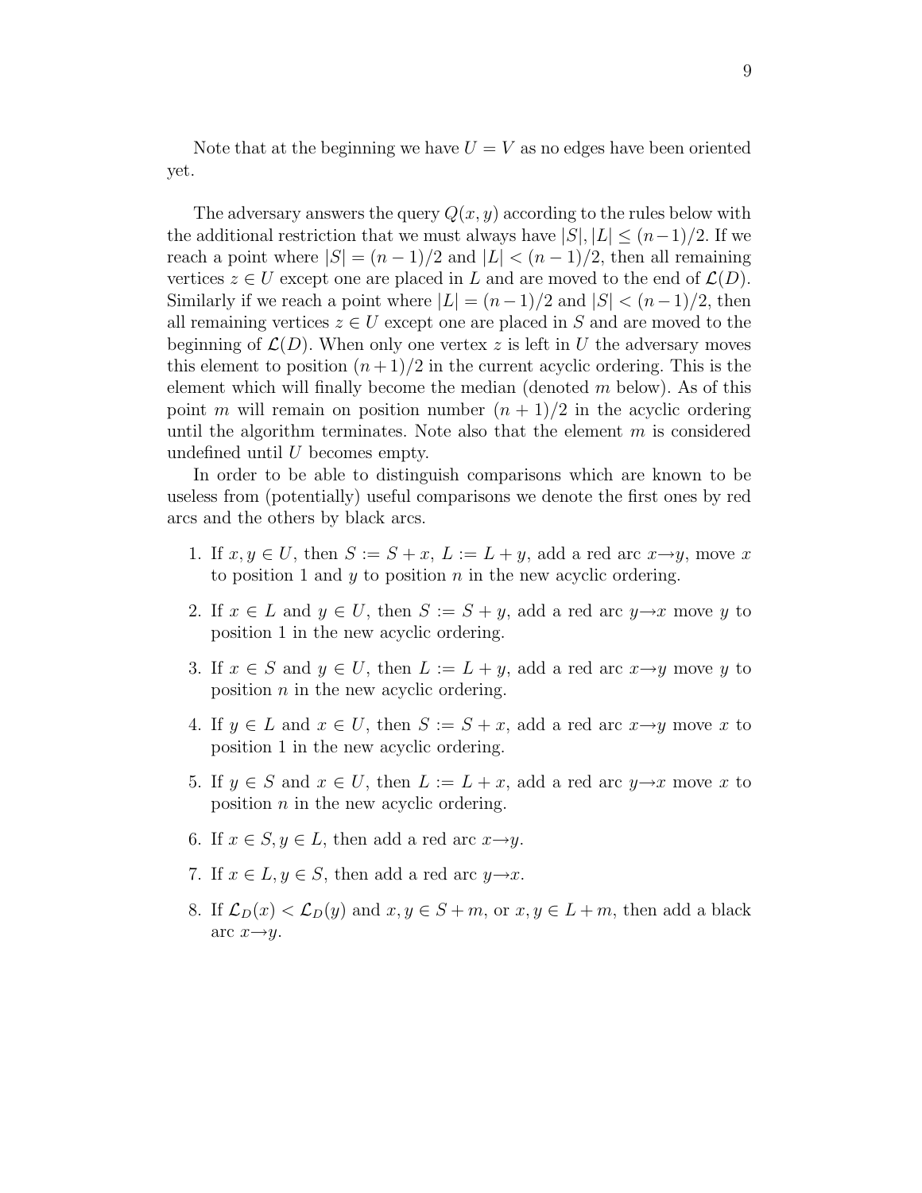Note that at the beginning we have $U = V$ as no edges have been oriented yet.

The adversary answers the query $Q(x, y)$ according to the rules below with the additional restriction that we must always have $|S|, |L| \leq (n-1)/2$. If we reach a point where $|S| = (n-1)/2$ and $|L| < (n-1)/2$, then all remaining vertices $z \in U$ except one are placed in $L$ and are moved to the end of $\mathcal{L}(D)$. Similarly if we reach a point where $|L| = (n-1)/2$ and $|S| < (n-1)/2$, then all remaining vertices $z \in U$ except one are placed in $S$ and are moved to the beginning of $\mathcal{L}(D)$. When only one vertex $z$ is left in $U$ the adversary moves this element to position $(n+1)/2$ in the current acyclic ordering. This is the element which will finally become the median (denoted $m$ below). As of this point $m$ will remain on position number $(n+1)/2$ in the acyclic ordering until the algorithm terminates. Note also that the element $m$ is considered undefined until $U$ becomes empty.

In order to be able to distinguish comparisons which are known to be useless from (potentially) useful comparisons we denote the first ones by red arcs and the others by black arcs.

1. If $x, y \in U$, then $S := S + x$, $L := L + y$, add a red arc $x \rightarrow y$, move $x$ to position 1 and $y$ to position $n$ in the new acyclic ordering.
2. If $x \in L$ and $y \in U$, then $S := S + y$, add a red arc $y \rightarrow x$ move $y$ to position 1 in the new acyclic ordering.
3. If $x \in S$ and $y \in U$, then $L := L + y$, add a red arc $x \rightarrow y$ move $y$ to position $n$ in the new acyclic ordering.
4. If $y \in L$ and $x \in U$, then $S := S + x$, add a red arc $x \rightarrow y$ move $x$ to position 1 in the new acyclic ordering.
5. If $y \in S$ and $x \in U$, then $L := L + x$, add a red arc $y \rightarrow x$ move $x$ to position $n$ in the new acyclic ordering.
6. If $x \in S, y \in L$, then add a red arc $x \rightarrow y$.
7. If $x \in L, y \in S$, then add a red arc $y \rightarrow x$.
8. If $\mathcal{L}_D(x) < \mathcal{L}_D(y)$ and $x, y \in S + m$, or $x, y \in L + m$, then add a black arc $x \rightarrow y$.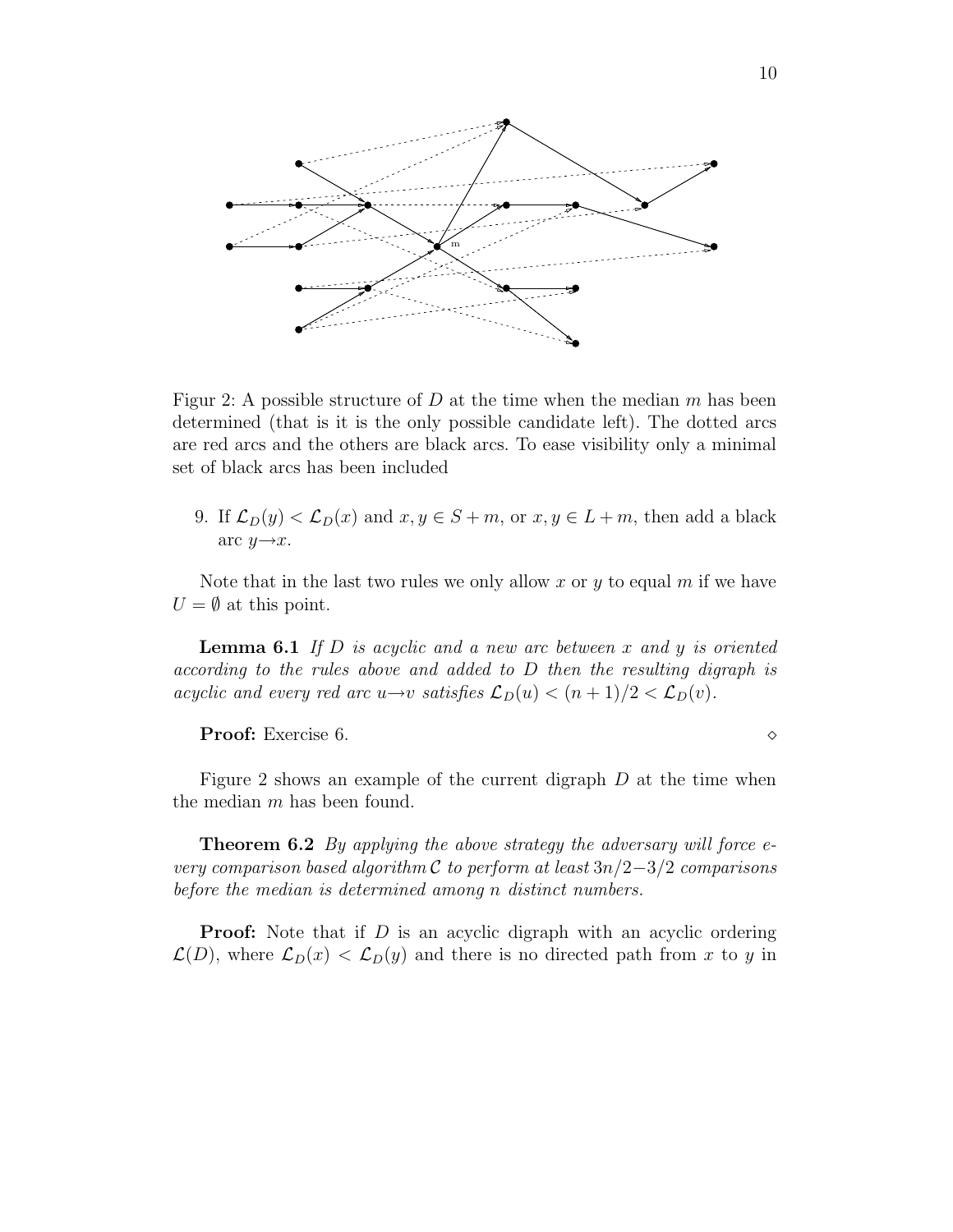Figur 2: A possible structure of $D$ at the time when the median $m$ has been determined (that is it is the only possible candidate left). The dotted arcs are red arcs and the others are black arcs. To ease visibility only a minimal set of black arcs has been included

9. If $\mathcal{L}_D(y) < \mathcal{L}_D(x)$ and $x, y \in S + m$, or $x, y \in L + m$, then add a black arc $y \rightarrow x$.

Note that in the last two rules we only allow $x$ or $y$ to equal $m$ if we have $U = \emptyset$ at this point.

**Lemma 6.1** *If $D$ is acyclic and a new arc between $x$ and $y$ is oriented according to the rules above and added to $D$ then the resulting digraph is acyclic and every red arc $u \rightarrow v$ satisfies $\mathcal{L}_D(u) < (n+1)/2 < \mathcal{L}_D(v)$.*

**Proof:** Exercise 6. $\diamond$

Figure 2 shows an example of the current digraph $D$ at the time when the median $m$ has been found.

**Theorem 6.2** *By applying the above strategy the adversary will force every comparison based algorithm $\mathcal{C}$ to perform at least $3n/2 - 3/2$ comparisons before the median is determined among $n$ distinct numbers.*

**Proof:** Note that if $D$ is an acyclic digraph with an acyclic ordering $\mathcal{L}(D)$, where $\mathcal{L}_D(x) < \mathcal{L}_D(y)$ and there is no directed path from $x$ to $y$ in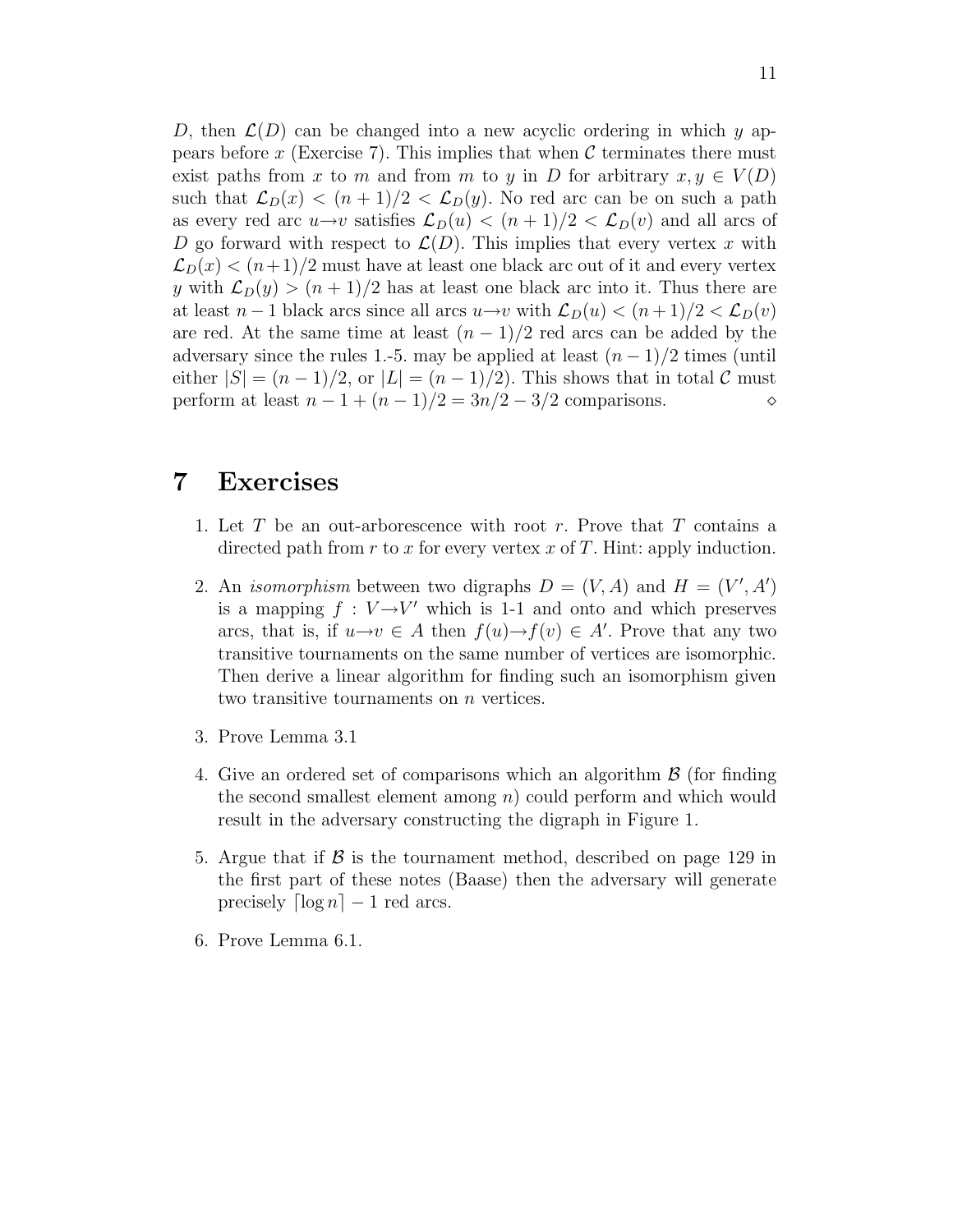$D$, then $\mathcal{L}(D)$ can be changed into a new acyclic ordering in which $y$ appears before $x$ (Exercise 7). This implies that when $\mathcal{C}$ terminates there must exist paths from $x$ to $m$ and from $m$ to $y$ in $D$ for arbitrary $x, y \in V(D)$ such that $\mathcal{L}_D(x) < (n+1)/2 < \mathcal{L}_D(y)$. No red arc can be on such a path as every red arc $u \rightarrow v$ satisfies $\mathcal{L}_D(u) < (n+1)/2 < \mathcal{L}_D(v)$ and all arcs of $D$ go forward with respect to $\mathcal{L}(D)$. This implies that every vertex $x$ with $\mathcal{L}_D(x) < (n+1)/2$ must have at least one black arc out of it and every vertex $y$ with $\mathcal{L}_D(y) > (n+1)/2$ has at least one black arc into it. Thus there are at least $n-1$ black arcs since all arcs $u \rightarrow v$ with $\mathcal{L}_D(u) < (n+1)/2 < \mathcal{L}_D(v)$ are red. At the same time at least $(n-1)/2$ red arcs can be added by the adversary since the rules 1.-5. may be applied at least $(n-1)/2$ times (until either $|S| = (n-1)/2$, or $|L| = (n-1)/2$). This shows that in total $\mathcal{C}$ must perform at least $n - 1 + (n-1)/2 = 3n/2 - 3/2$ comparisons. $\diamond$

# 7 Exercises

1. Let $T$ be an out-arborescence with root $r$. Prove that $T$ contains a directed path from $r$ to $x$ for every vertex $x$ of $T$. Hint: apply induction.

2. An *isomorphism* between two digraphs $D = (V, A)$ and $H = (V', A')$ is a mapping $f : V \rightarrow V'$ which is 1-1 and onto and which preserves arcs, that is, if $u \rightarrow v \in A$ then $f(u) \rightarrow f(v) \in A'$. Prove that any two transitive tournaments on the same number of vertices are isomorphic. Then derive a linear algorithm for finding such an isomorphism given two transitive tournaments on $n$ vertices.

3. Prove Lemma 3.1

4. Give an ordered set of comparisons which an algorithm $\mathcal{B}$ (for finding the second smallest element among $n$) could perform and which would result in the adversary constructing the digraph in Figure 1.

5. Argue that if $\mathcal{B}$ is the tournament method, described on page 129 in the first part of these notes (Baase) then the adversary will generate precisely $\lceil \log n \rceil - 1$ red arcs.

6. Prove Lemma 6.1.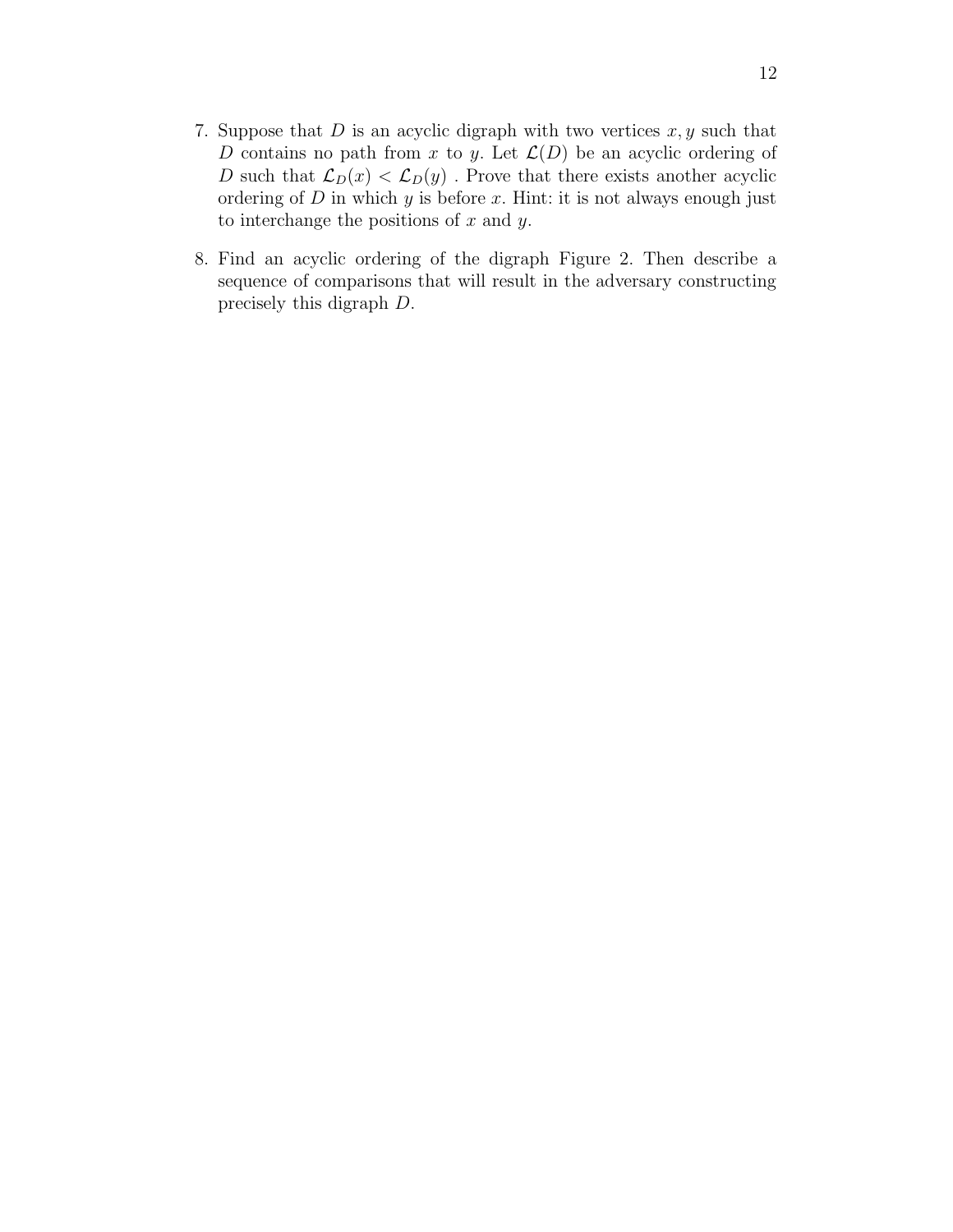7. Suppose that $D$ is an acyclic digraph with two vertices $x, y$ such that $D$ contains no path from $x$ to $y$. Let $\mathcal{L}(D)$ be an acyclic ordering of $D$ such that $\mathcal{L}_D(x) < \mathcal{L}_D(y)$ . Prove that there exists another acyclic ordering of $D$ in which $y$ is before $x$. Hint: it is not always enough just to interchange the positions of $x$ and $y$.

8. Find an acyclic ordering of the digraph Figure 2. Then describe a sequence of comparisons that will result in the adversary constructing precisely this digraph $D$.